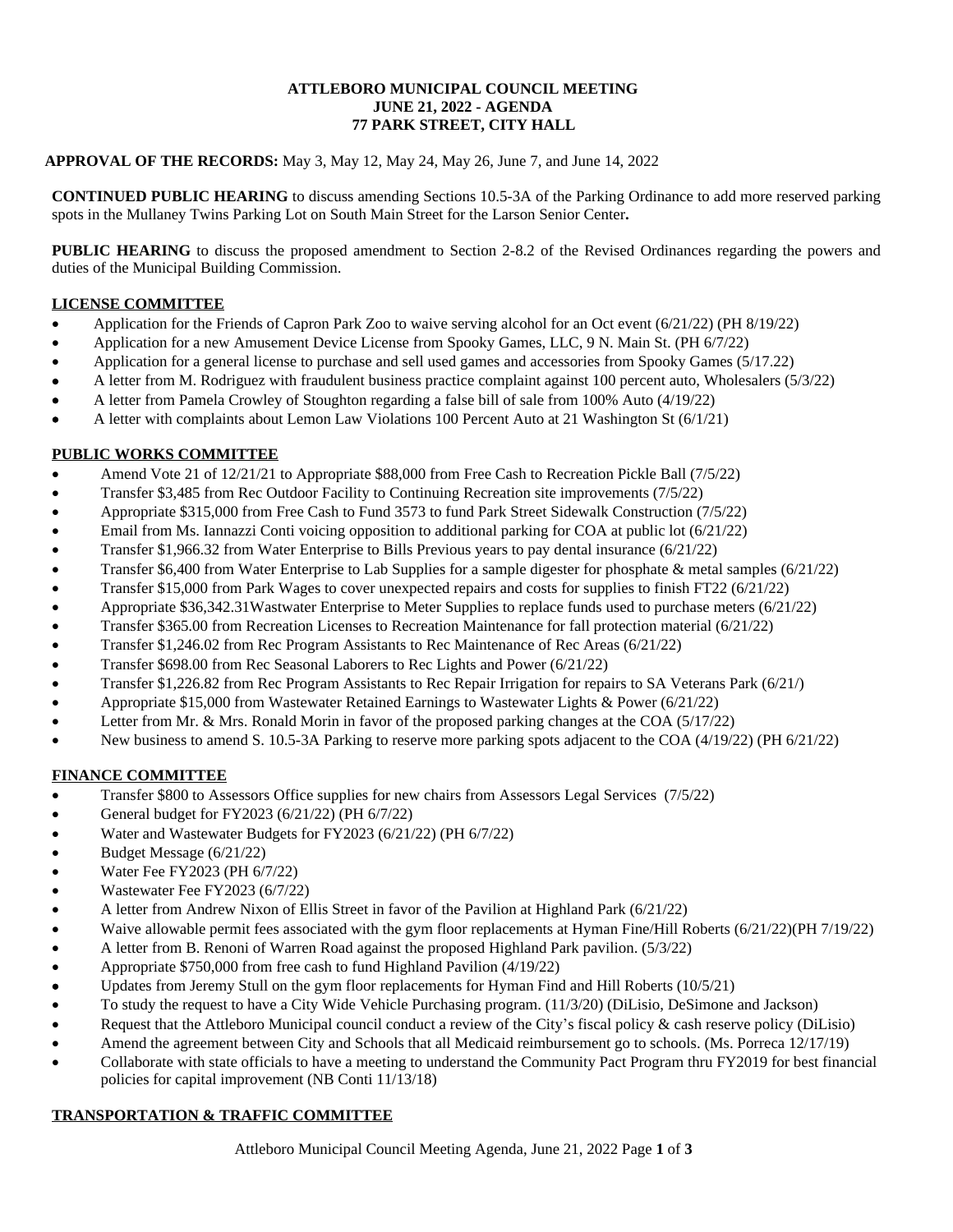**ATTLEBORO MUNICIPAL COUNCIL MEETING**
**JUNE 21, 2022 - AGENDA**
**77 PARK STREET, CITY HALL**

**APPROVAL OF THE RECORDS:** May 3, May 12, May 24, May 26, June 7, and June 14, 2022

**CONTINUED PUBLIC HEARING** to discuss amending Sections 10.5-3A of the Parking Ordinance to add more reserved parking spots in the Mullaney Twins Parking Lot on South Main Street for the Larson Senior Center**.**

**PUBLIC HEARING** to discuss the proposed amendment to Section 2-8.2 of the Revised Ordinances regarding the powers and duties of the Municipal Building Commission.

## LICENSE COMMITTEE

- Application for the Friends of Capron Park Zoo to waive serving alcohol for an Oct event (6/21/22) (PH 8/19/22)
- Application for a new Amusement Device License from Spooky Games, LLC, 9 N. Main St. (PH 6/7/22)
- Application for a general license to purchase and sell used games and accessories from Spooky Games (5/17.22)
- A letter from M. Rodriguez with fraudulent business practice complaint against 100 percent auto, Wholesalers (5/3/22)
- A letter from Pamela Crowley of Stoughton regarding a false bill of sale from 100% Auto (4/19/22)
- A letter with complaints about Lemon Law Violations 100 Percent Auto at 21 Washington St (6/1/21)

## PUBLIC WORKS COMMITTEE

- Amend Vote 21 of 12/21/21 to Appropriate $88,000 from Free Cash to Recreation Pickle Ball (7/5/22)
- Transfer $3,485 from Rec Outdoor Facility to Continuing Recreation site improvements (7/5/22)
- Appropriate $315,000 from Free Cash to Fund 3573 to fund Park Street Sidewalk Construction (7/5/22)
- Email from Ms. Iannazzi Conti voicing opposition to additional parking for COA at public lot (6/21/22)
- Transfer $1,966.32 from Water Enterprise to Bills Previous years to pay dental insurance (6/21/22)
- Transfer $6,400 from Water Enterprise to Lab Supplies for a sample digester for phosphate & metal samples (6/21/22)
- Transfer $15,000 from Park Wages to cover unexpected repairs and costs for supplies to finish FT22 (6/21/22)
- Appropriate $36,342.31Wastwater Enterprise to Meter Supplies to replace funds used to purchase meters (6/21/22)
- Transfer $365.00 from Recreation Licenses to Recreation Maintenance for fall protection material (6/21/22)
- Transfer $1,246.02 from Rec Program Assistants to Rec Maintenance of Rec Areas (6/21/22)
- Transfer $698.00 from Rec Seasonal Laborers to Rec Lights and Power (6/21/22)
- Transfer $1,226.82 from Rec Program Assistants to Rec Repair Irrigation for repairs to SA Veterans Park (6/21/)
- Appropriate $15,000 from Wastewater Retained Earnings to Wastewater Lights & Power (6/21/22)
- Letter from Mr. & Mrs. Ronald Morin in favor of the proposed parking changes at the COA (5/17/22)
- New business to amend S. 10.5-3A Parking to reserve more parking spots adjacent to the COA (4/19/22) (PH 6/21/22)

## FINANCE COMMITTEE

- Transfer $800 to Assessors Office supplies for new chairs from Assessors Legal Services (7/5/22)
- General budget for FY2023 (6/21/22) (PH 6/7/22)
- Water and Wastewater Budgets for FY2023 (6/21/22) (PH 6/7/22)
- Budget Message (6/21/22)
- Water Fee FY2023 (PH 6/7/22)
- Wastewater Fee FY2023 (6/7/22)
- A letter from Andrew Nixon of Ellis Street in favor of the Pavilion at Highland Park (6/21/22)
- Waive allowable permit fees associated with the gym floor replacements at Hyman Fine/Hill Roberts (6/21/22)(PH 7/19/22)
- A letter from B. Renoni of Warren Road against the proposed Highland Park pavilion. (5/3/22)
- Appropriate $750,000 from free cash to fund Highland Pavilion (4/19/22)
- Updates from Jeremy Stull on the gym floor replacements for Hyman Find and Hill Roberts (10/5/21)
- To study the request to have a City Wide Vehicle Purchasing program. (11/3/20) (DiLisio, DeSimone and Jackson)
- Request that the Attleboro Municipal council conduct a review of the City's fiscal policy & cash reserve policy (DiLisio)
- Amend the agreement between City and Schools that all Medicaid reimbursement go to schools. (Ms. Porreca 12/17/19)
- Collaborate with state officials to have a meeting to understand the Community Pact Program thru FY2019 for best financial policies for capital improvement (NB Conti 11/13/18)

## TRANSPORTATION & TRAFFIC COMMITTEE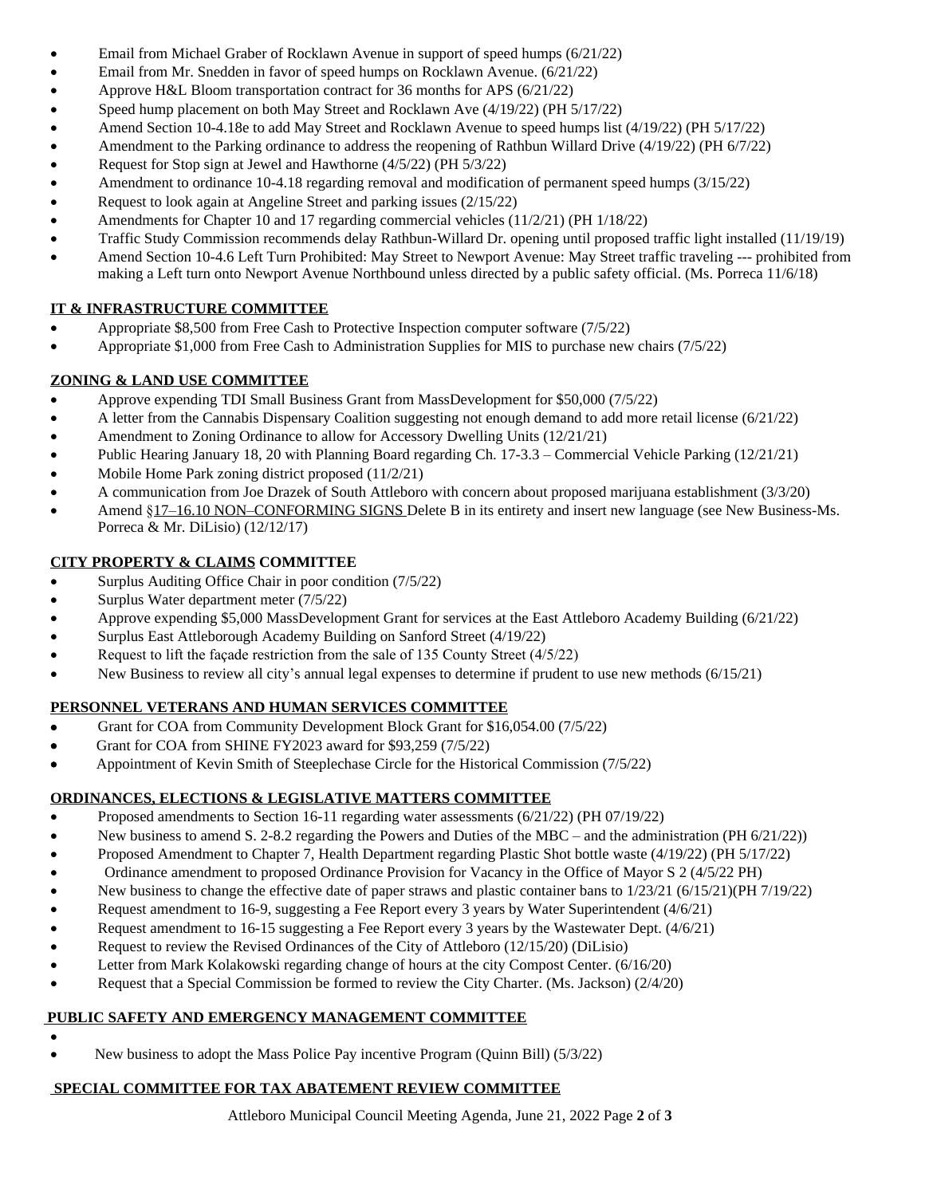- Email from Michael Graber of Rocklawn Avenue in support of speed humps (6/21/22)
- Email from Mr. Snedden in favor of speed humps on Rocklawn Avenue. (6/21/22)
- Approve H&L Bloom transportation contract for 36 months for APS (6/21/22)
- Speed hump placement on both May Street and Rocklawn Ave (4/19/22) (PH 5/17/22)
- Amend Section 10-4.18e to add May Street and Rocklawn Avenue to speed humps list (4/19/22) (PH 5/17/22)
- Amendment to the Parking ordinance to address the reopening of Rathbun Willard Drive (4/19/22) (PH 6/7/22)
- Request for Stop sign at Jewel and Hawthorne (4/5/22) (PH 5/3/22)
- Amendment to ordinance 10-4.18 regarding removal and modification of permanent speed humps (3/15/22)
- Request to look again at Angeline Street and parking issues (2/15/22)
- Amendments for Chapter 10 and 17 regarding commercial vehicles (11/2/21) (PH 1/18/22)
- Traffic Study Commission recommends delay Rathbun-Willard Dr. opening until proposed traffic light installed (11/19/19)
- Amend Section 10-4.6 Left Turn Prohibited: May Street to Newport Avenue: May Street traffic traveling --- prohibited from making a Left turn onto Newport Avenue Northbound unless directed by a public safety official. (Ms. Porreca 11/6/18)

## IT & INFRASTRUCTURE COMMITTEE

- Appropriate $8,500 from Free Cash to Protective Inspection computer software (7/5/22)
- Appropriate $1,000 from Free Cash to Administration Supplies for MIS to purchase new chairs (7/5/22)

## ZONING & LAND USE COMMITTEE

- Approve expending TDI Small Business Grant from MassDevelopment for $50,000 (7/5/22)
- A letter from the Cannabis Dispensary Coalition suggesting not enough demand to add more retail license (6/21/22)
- Amendment to Zoning Ordinance to allow for Accessory Dwelling Units (12/21/21)
- Public Hearing January 18, 20 with Planning Board regarding Ch. 17-3.3 – Commercial Vehicle Parking (12/21/21)
- Mobile Home Park zoning district proposed (11/2/21)
- A communication from Joe Drazek of South Attleboro with concern about proposed marijuana establishment (3/3/20)
- Amend §17–16.10 NON–CONFORMING SIGNS Delete B in its entirety and insert new language (see New Business-Ms. Porreca & Mr. DiLisio) (12/12/17)

## CITY PROPERTY & CLAIMS COMMITTEE

- Surplus Auditing Office Chair in poor condition (7/5/22)
- Surplus Water department meter (7/5/22)
- Approve expending $5,000 MassDevelopment Grant for services at the East Attleboro Academy Building (6/21/22)
- Surplus East Attleborough Academy Building on Sanford Street (4/19/22)
- Request to lift the façade restriction from the sale of 135 County Street (4/5/22)
- New Business to review all city's annual legal expenses to determine if prudent to use new methods (6/15/21)

## PERSONNEL VETERANS AND HUMAN SERVICES COMMITTEE

- Grant for COA from Community Development Block Grant for $16,054.00 (7/5/22)
- Grant for COA from SHINE FY2023 award for $93,259 (7/5/22)
- Appointment of Kevin Smith of Steeplechase Circle for the Historical Commission (7/5/22)

## ORDINANCES, ELECTIONS & LEGISLATIVE MATTERS COMMITTEE

- Proposed amendments to Section 16-11 regarding water assessments (6/21/22) (PH 07/19/22)
- New business to amend S. 2-8.2 regarding the Powers and Duties of the MBC – and the administration (PH 6/21/22))
- Proposed Amendment to Chapter 7, Health Department regarding Plastic Shot bottle waste (4/19/22) (PH 5/17/22)
- Ordinance amendment to proposed Ordinance Provision for Vacancy in the Office of Mayor S 2 (4/5/22 PH)
- New business to change the effective date of paper straws and plastic container bans to 1/23/21 (6/15/21)(PH 7/19/22)
- Request amendment to 16-9, suggesting a Fee Report every 3 years by Water Superintendent (4/6/21)
- Request amendment to 16-15 suggesting a Fee Report every 3 years by the Wastewater Dept. (4/6/21)
- Request to review the Revised Ordinances of the City of Attleboro (12/15/20) (DiLisio)
- Letter from Mark Kolakowski regarding change of hours at the city Compost Center. (6/16/20)
- Request that a Special Commission be formed to review the City Charter. (Ms. Jackson) (2/4/20)

## PUBLIC SAFETY AND EMERGENCY MANAGEMENT COMMITTEE

- 
- New business to adopt the Mass Police Pay incentive Program (Quinn Bill) (5/3/22)

## SPECIAL COMMITTEE FOR TAX ABATEMENT REVIEW COMMITTEE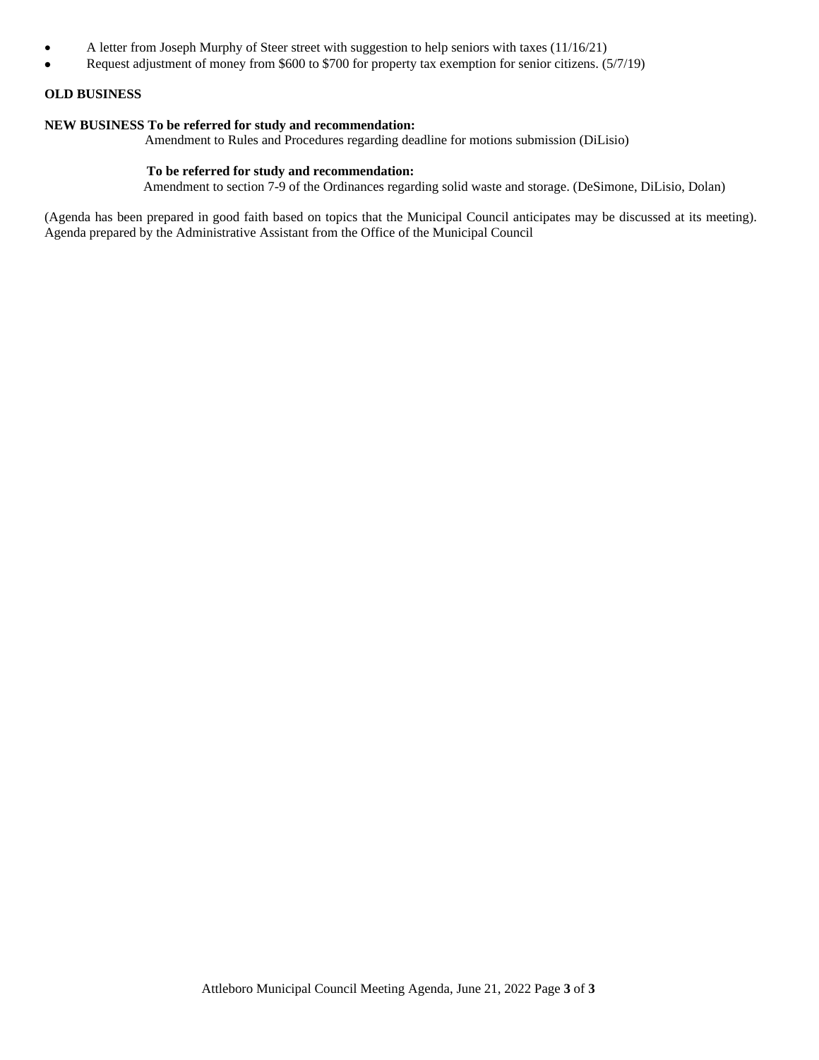- A letter from Joseph Murphy of Steer street with suggestion to help seniors with taxes (11/16/21)
- Request adjustment of money from $600 to $700 for property tax exemption for senior citizens. (5/7/19)

**OLD BUSINESS**

**NEW BUSINESS To be referred for study and recommendation:**
Amendment to Rules and Procedures regarding deadline for motions submission (DiLisio)

**To be referred for study and recommendation:**
Amendment to section 7-9 of the Ordinances regarding solid waste and storage. (DeSimone, DiLisio, Dolan)

(Agenda has been prepared in good faith based on topics that the Municipal Council anticipates may be discussed at its meeting). Agenda prepared by the Administrative Assistant from the Office of the Municipal Council